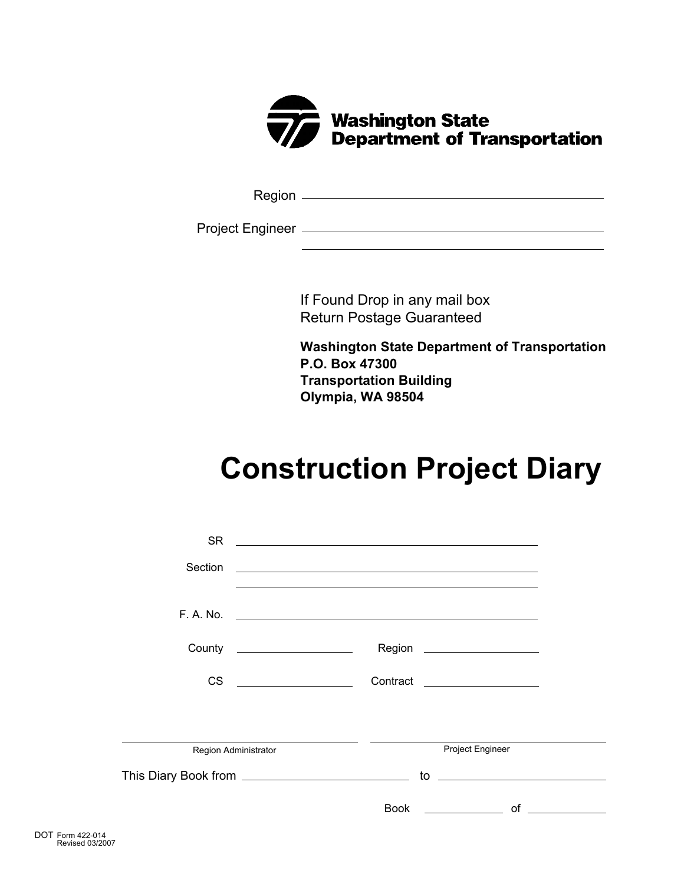**Washington State Department of Transportation**

Region ______________________________

Project Engineer ______________________________

______________________________

If Found Drop in any mail box
Return Postage Guaranteed

**Washington State Department of Transportation**
**P.O. Box 47300**
**Transportation Building**
**Olympia, WA 98504**

# Construction Project Diary

SR ______________________________

Section ______________________________

______________________________

F. A. No. ______________________________

County ______________ Region ______________

CS ______________ Contract ______________

______________________________ Region Administrator

______________________________ Project Engineer

This Diary Book from ______________ to ______________

Book ________ of ________

DOT Form 422-014
Revised 03/2007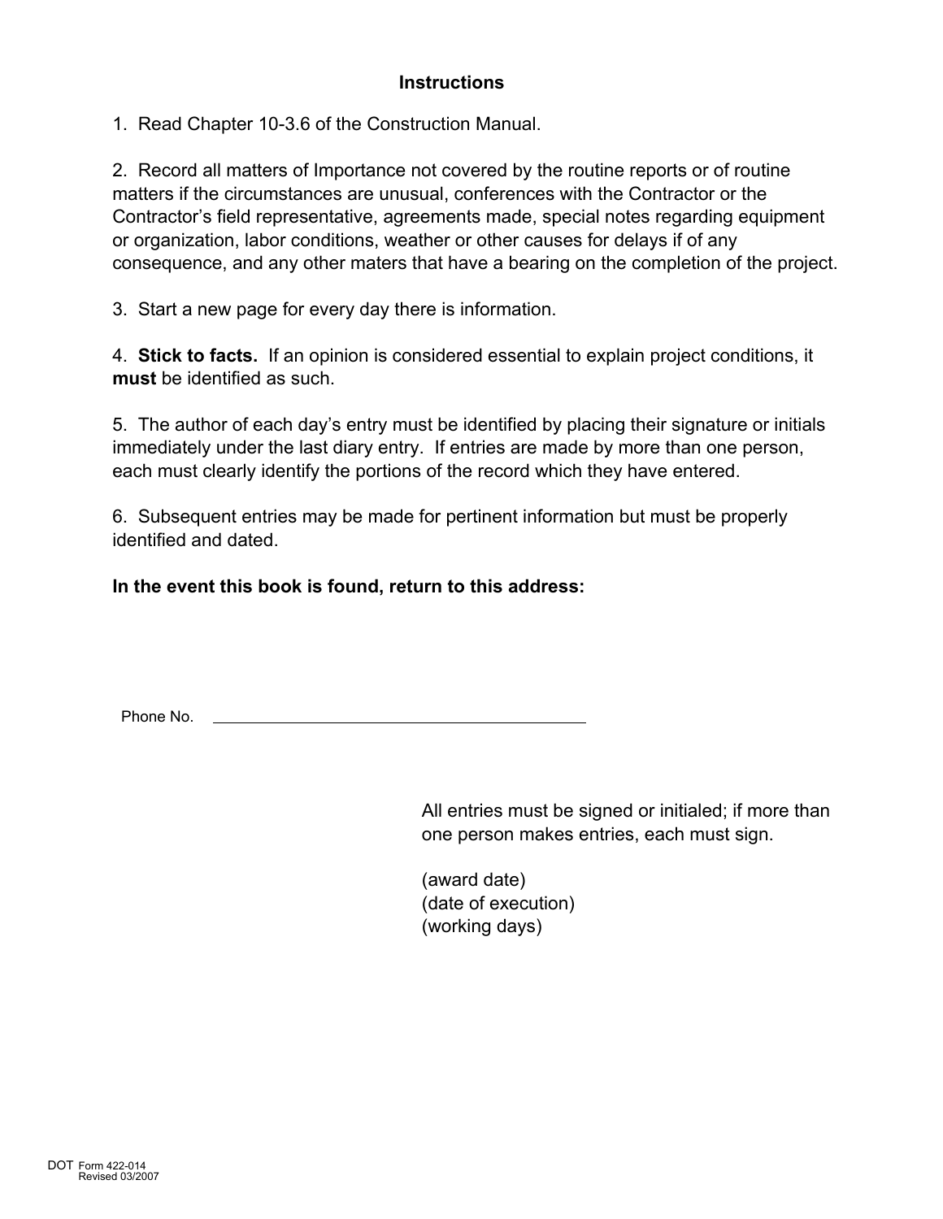## Instructions

1. Read Chapter 10-3.6 of the Construction Manual.

2. Record all matters of Importance not covered by the routine reports or of routine matters if the circumstances are unusual, conferences with the Contractor or the Contractor's field representative, agreements made, special notes regarding equipment or organization, labor conditions, weather or other causes for delays if of any consequence, and any other maters that have a bearing on the completion of the project.

3. Start a new page for every day there is information.

4. **Stick to facts.** If an opinion is considered essential to explain project conditions, it **must** be identified as such.

5. The author of each day's entry must be identified by placing their signature or initials immediately under the last diary entry. If entries are made by more than one person, each must clearly identify the portions of the record which they have entered.

6. Subsequent entries may be made for pertinent information but must be properly identified and dated.

**In the event this book is found, return to this address:**

Phone No. ________________________________

All entries must be signed or initialed; if more than one person makes entries, each must sign.

(award date)
(date of execution)
(working days)

DOT Form 422-014
Revised 03/2007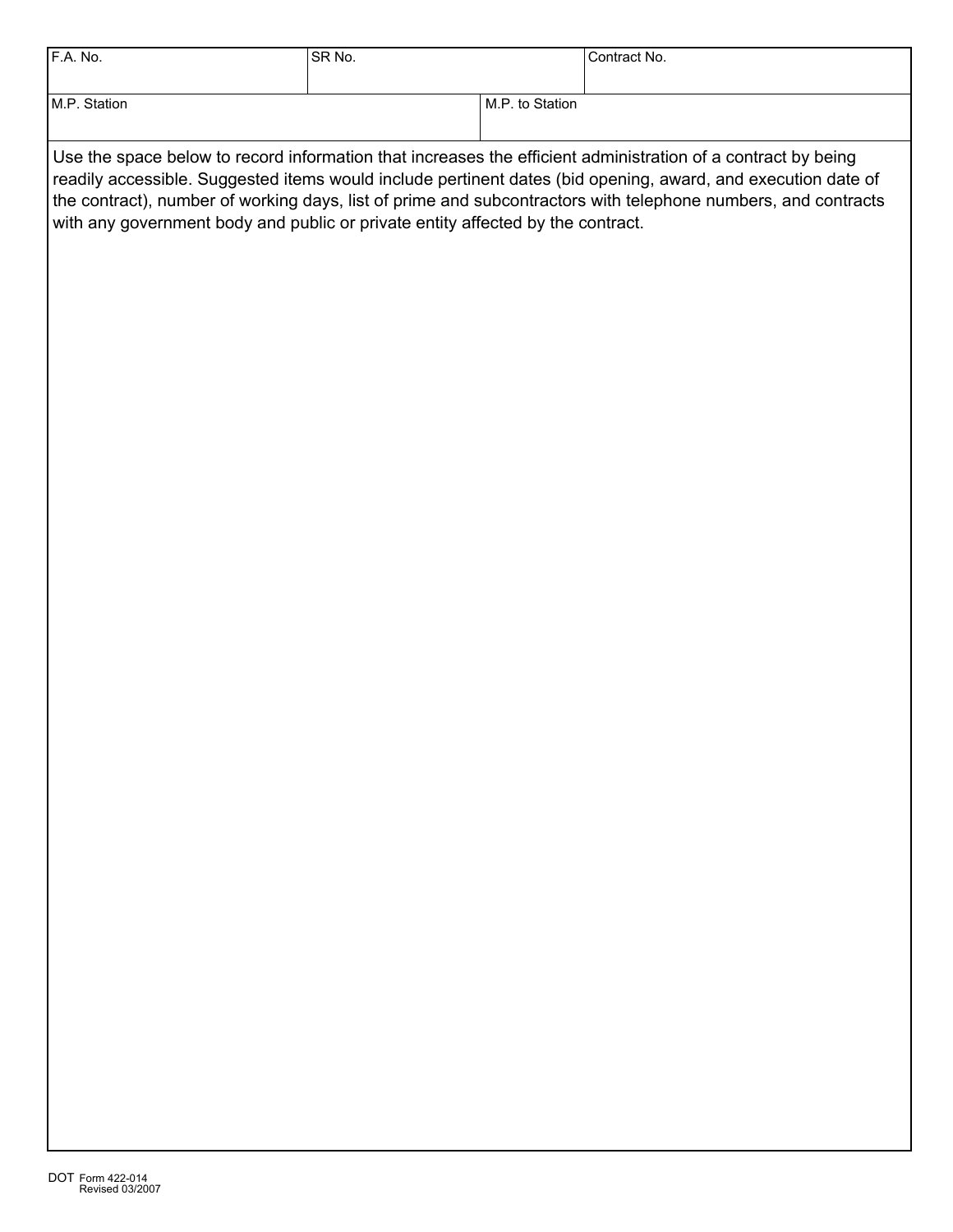| F.A. No. | SR No. | Contract No. |
|---|---|---|
| | | |

| M.P. Station | M.P. to Station |
|---|---|
| | |

Use the space below to record information that increases the efficient administration of a contract by being readily accessible. Suggested items would include pertinent dates (bid opening, award, and execution date of the contract), number of working days, list of prime and subcontractors with telephone numbers, and contracts with any government body and public or private entity affected by the contract.

DOT Form 422-014
Revised 03/2007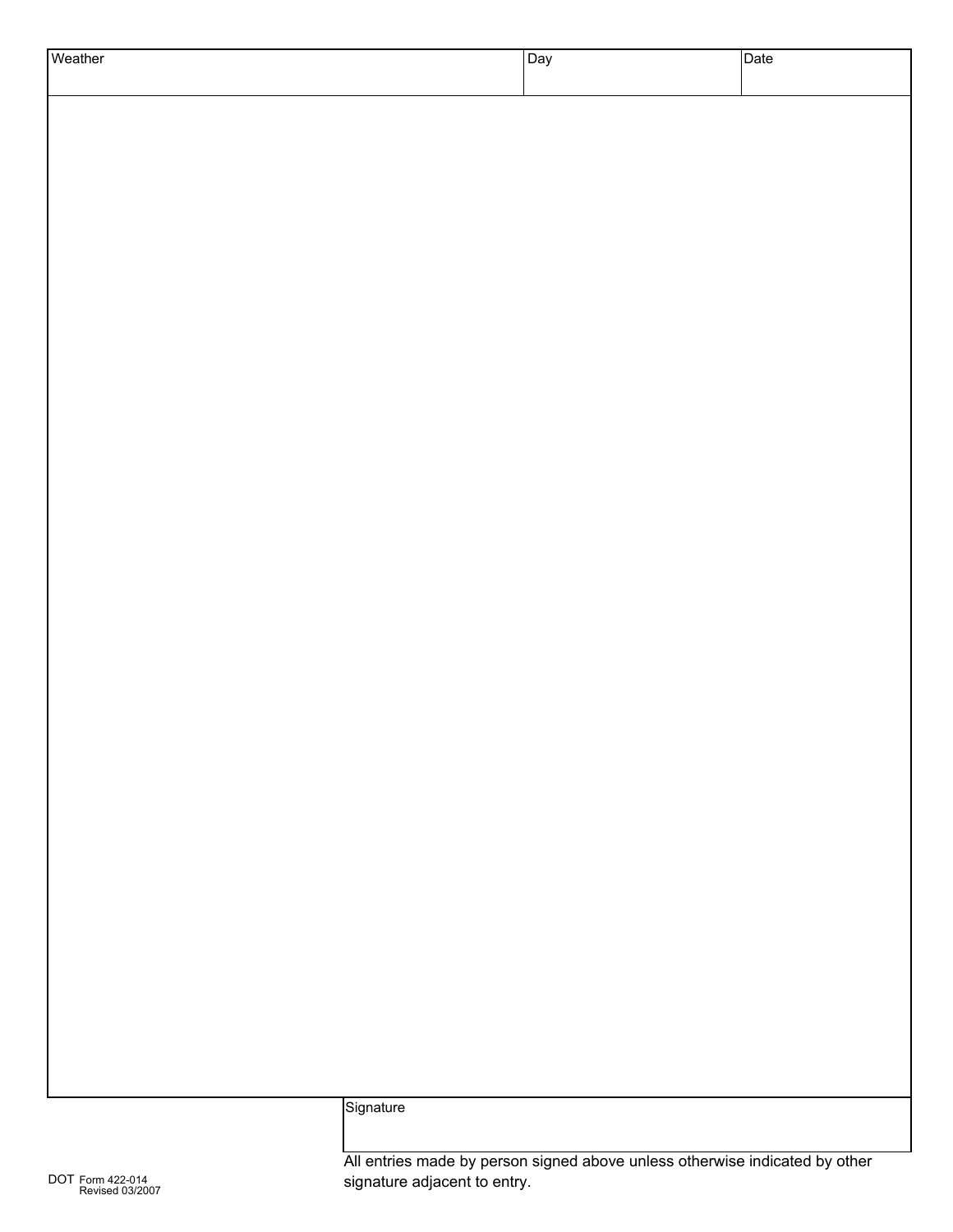| Weather | Day | Date |
|---|---|---|
| | | |

| Signature |
|---|
| |

All entries made by person signed above unless otherwise indicated by other signature adjacent to entry.

DOT Form 422-014
Revised 03/2007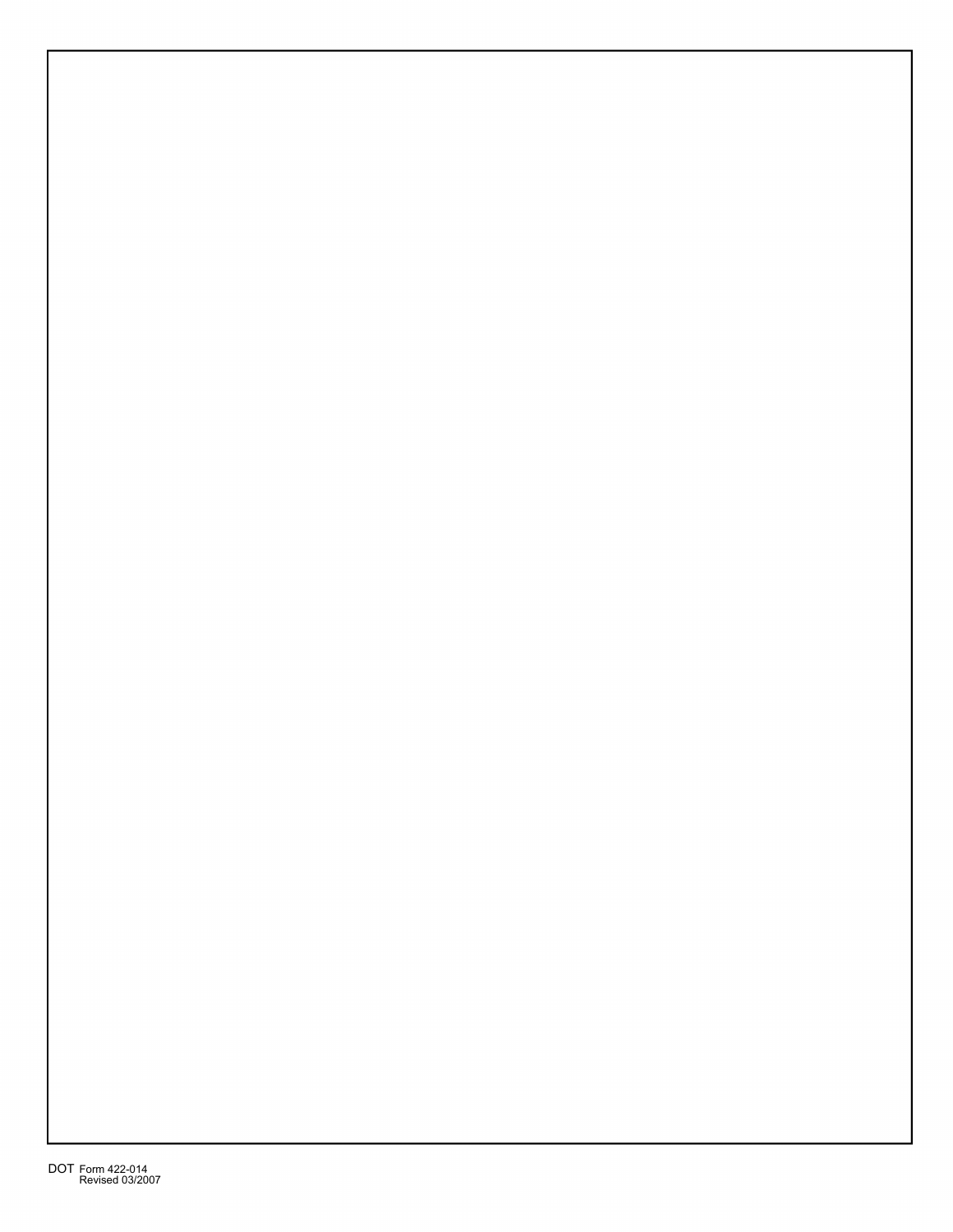DOT Form 422-014
Revised 03/2007